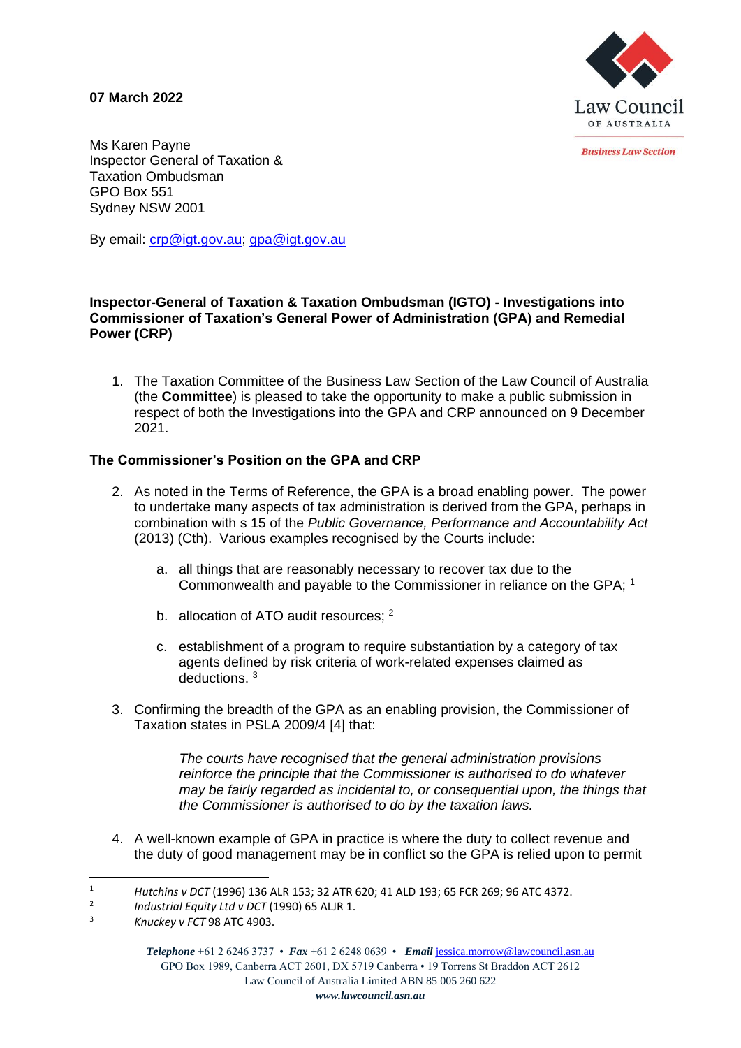**07 March 2022**

Law Council OF AUSTRALIA

*Business Law Section*

Ms Karen Payne
Inspector General of Taxation &
Taxation Ombudsman
GPO Box 551
Sydney NSW 2001

By email: crp@igt.gov.au; gpa@igt.gov.au

**Inspector-General of Taxation & Taxation Ombudsman (IGTO) - Investigations into Commissioner of Taxation's General Power of Administration (GPA) and Remedial Power (CRP)**

1. The Taxation Committee of the Business Law Section of the Law Council of Australia (the **Committee**) is pleased to take the opportunity to make a public submission in respect of both the Investigations into the GPA and CRP announced on 9 December 2021.

## The Commissioner's Position on the GPA and CRP

2. As noted in the Terms of Reference, the GPA is a broad enabling power. The power to undertake many aspects of tax administration is derived from the GPA, perhaps in combination with s 15 of the *Public Governance, Performance and Accountability Act* (2013) (Cth). Various examples recognised by the Courts include:

   a. all things that are reasonably necessary to recover tax due to the Commonwealth and payable to the Commissioner in reliance on the GPA; [1]

   b. allocation of ATO audit resources; [2]

   c. establishment of a program to require substantiation by a category of tax agents defined by risk criteria of work-related expenses claimed as deductions. [3]

3. Confirming the breadth of the GPA as an enabling provision, the Commissioner of Taxation states in PSLA 2009/4 [4] that:

   > *The courts have recognised that the general administration provisions reinforce the principle that the Commissioner is authorised to do whatever may be fairly regarded as incidental to, or consequential upon, the things that the Commissioner is authorised to do by the taxation laws.*

4. A well-known example of GPA in practice is where the duty to collect revenue and the duty of good management may be in conflict so the GPA is relied upon to permit

---

[1] *Hutchins v DCT* (1996) 136 ALR 153; 32 ATR 620; 41 ALD 193; 65 FCR 269; 96 ATC 4372.

[2] *Industrial Equity Ltd v DCT* (1990) 65 ALJR 1.

[3] *Knuckey v FCT* 98 ATC 4903.

*Telephone* +61 2 6246 3737 • *Fax* +61 2 6248 0639 • *Email* jessica.morrow@lawcouncil.asn.au
GPO Box 1989, Canberra ACT 2601, DX 5719 Canberra • 19 Torrens St Braddon ACT 2612
Law Council of Australia Limited ABN 85 005 260 622
*www.lawcouncil.asn.au*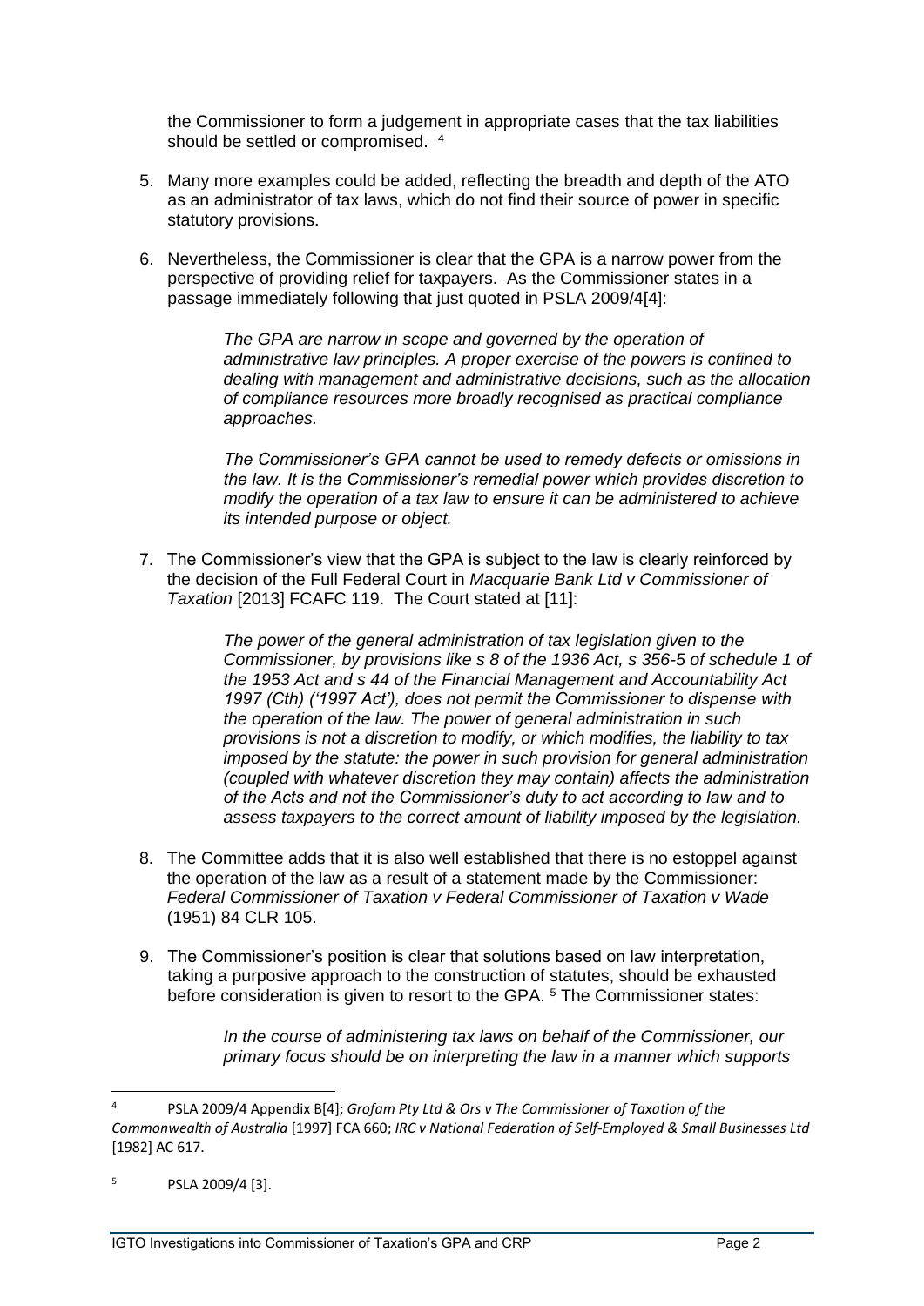the Commissioner to form a judgement in appropriate cases that the tax liabilities should be settled or compromised. [4]

5. Many more examples could be added, reflecting the breadth and depth of the ATO as an administrator of tax laws, which do not find their source of power in specific statutory provisions.

6. Nevertheless, the Commissioner is clear that the GPA is a narrow power from the perspective of providing relief for taxpayers. As the Commissioner states in a passage immediately following that just quoted in PSLA 2009/4[4]:

   > *The GPA are narrow in scope and governed by the operation of administrative law principles. A proper exercise of the powers is confined to dealing with management and administrative decisions, such as the allocation of compliance resources more broadly recognised as practical compliance approaches.*
   >
   > *The Commissioner's GPA cannot be used to remedy defects or omissions in the law. It is the Commissioner's remedial power which provides discretion to modify the operation of a tax law to ensure it can be administered to achieve its intended purpose or object.*

7. The Commissioner's view that the GPA is subject to the law is clearly reinforced by the decision of the Full Federal Court in *Macquarie Bank Ltd v Commissioner of Taxation* [2013] FCAFC 119. The Court stated at [11]:

   > *The power of the general administration of tax legislation given to the Commissioner, by provisions like s 8 of the 1936 Act, s 356-5 of schedule 1 of the 1953 Act and s 44 of the Financial Management and Accountability Act 1997 (Cth) ('1997 Act'), does not permit the Commissioner to dispense with the operation of the law. The power of general administration in such provisions is not a discretion to modify, or which modifies, the liability to tax imposed by the statute: the power in such provision for general administration (coupled with whatever discretion they may contain) affects the administration of the Acts and not the Commissioner's duty to act according to law and to assess taxpayers to the correct amount of liability imposed by the legislation.*

8. The Committee adds that it is also well established that there is no estoppel against the operation of the law as a result of a statement made by the Commissioner: *Federal Commissioner of Taxation v Federal Commissioner of Taxation v Wade* (1951) 84 CLR 105.

9. The Commissioner's position is clear that solutions based on law interpretation, taking a purposive approach to the construction of statutes, should be exhausted before consideration is given to resort to the GPA. [5] The Commissioner states:

   > *In the course of administering tax laws on behalf of the Commissioner, our primary focus should be on interpreting the law in a manner which supports*

---

[4] PSLA 2009/4 Appendix B[4]; *Grofam Pty Ltd & Ors v The Commissioner of Taxation of the Commonwealth of Australia* [1997] FCA 660; *IRC v National Federation of Self-Employed & Small Businesses Ltd* [1982] AC 617.

[5] PSLA 2009/4 [3].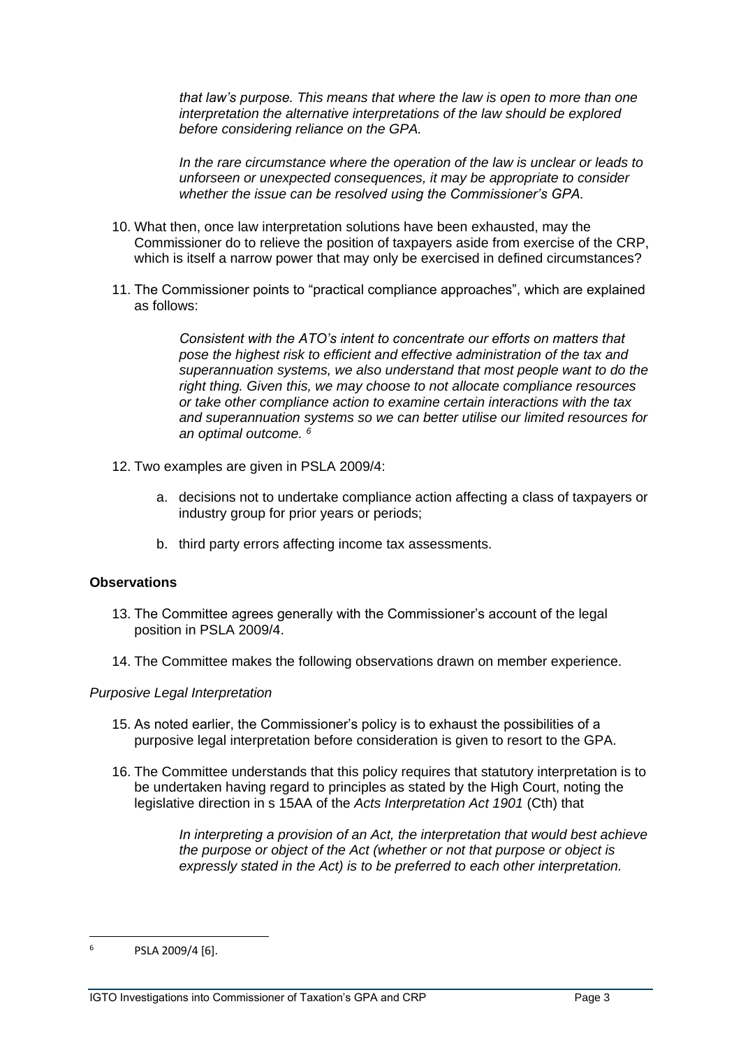*that law's purpose. This means that where the law is open to more than one interpretation the alternative interpretations of the law should be explored before considering reliance on the GPA.*

*In the rare circumstance where the operation of the law is unclear or leads to unforseen or unexpected consequences, it may be appropriate to consider whether the issue can be resolved using the Commissioner's GPA.*

10. What then, once law interpretation solutions have been exhausted, may the Commissioner do to relieve the position of taxpayers aside from exercise of the CRP, which is itself a narrow power that may only be exercised in defined circumstances?

11. The Commissioner points to "practical compliance approaches", which are explained as follows:

> *Consistent with the ATO's intent to concentrate our efforts on matters that pose the highest risk to efficient and effective administration of the tax and superannuation systems, we also understand that most people want to do the right thing. Given this, we may choose to not allocate compliance resources or take other compliance action to examine certain interactions with the tax and superannuation systems so we can better utilise our limited resources for an optimal outcome.* [6]

12. Two examples are given in PSLA 2009/4:

    a. decisions not to undertake compliance action affecting a class of taxpayers or industry group for prior years or periods;

    b. third party errors affecting income tax assessments.

**Observations**

13. The Committee agrees generally with the Commissioner's account of the legal position in PSLA 2009/4.

14. The Committee makes the following observations drawn on member experience.

*Purposive Legal Interpretation*

15. As noted earlier, the Commissioner's policy is to exhaust the possibilities of a purposive legal interpretation before consideration is given to resort to the GPA.

16. The Committee understands that this policy requires that statutory interpretation is to be undertaken having regard to principles as stated by the High Court, noting the legislative direction in s 15AA of the *Acts Interpretation Act 1901* (Cth) that

> *In interpreting a provision of an Act, the interpretation that would best achieve the purpose or object of the Act (whether or not that purpose or object is expressly stated in the Act) is to be preferred to each other interpretation.*

---

[6] PSLA 2009/4 [6].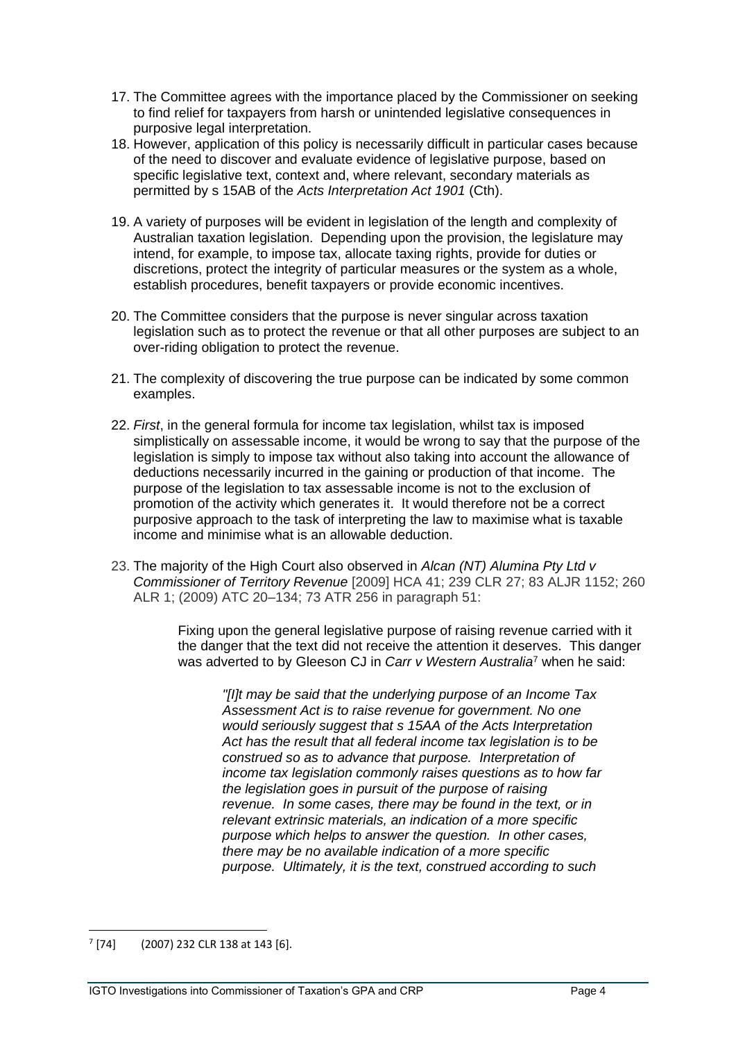17. The Committee agrees with the importance placed by the Commissioner on seeking to find relief for taxpayers from harsh or unintended legislative consequences in purposive legal interpretation.
18. However, application of this policy is necessarily difficult in particular cases because of the need to discover and evaluate evidence of legislative purpose, based on specific legislative text, context and, where relevant, secondary materials as permitted by s 15AB of the *Acts Interpretation Act 1901* (Cth).
19. A variety of purposes will be evident in legislation of the length and complexity of Australian taxation legislation. Depending upon the provision, the legislature may intend, for example, to impose tax, allocate taxing rights, provide for duties or discretions, protect the integrity of particular measures or the system as a whole, establish procedures, benefit taxpayers or provide economic incentives.
20. The Committee considers that the purpose is never singular across taxation legislation such as to protect the revenue or that all other purposes are subject to an over-riding obligation to protect the revenue.
21. The complexity of discovering the true purpose can be indicated by some common examples.
22. *First*, in the general formula for income tax legislation, whilst tax is imposed simplistically on assessable income, it would be wrong to say that the purpose of the legislation is simply to impose tax without also taking into account the allowance of deductions necessarily incurred in the gaining or production of that income. The purpose of the legislation to tax assessable income is not to the exclusion of promotion of the activity which generates it. It would therefore not be a correct purposive approach to the task of interpreting the law to maximise what is taxable income and minimise what is an allowable deduction.
23. The majority of the High Court also observed in *Alcan (NT) Alumina Pty Ltd v Commissioner of Territory Revenue* [2009] HCA 41; 239 CLR 27; 83 ALJR 1152; 260 ALR 1; (2009) ATC 20–134; 73 ATR 256 in paragraph 51:

> Fixing upon the general legislative purpose of raising revenue carried with it the danger that the text did not receive the attention it deserves. This danger was adverted to by Gleeson CJ in *Carr v Western Australia*[7] when he said:
>
> > *"[I]t may be said that the underlying purpose of an Income Tax Assessment Act is to raise revenue for government. No one would seriously suggest that s 15AA of the Acts Interpretation Act has the result that all federal income tax legislation is to be construed so as to advance that purpose. Interpretation of income tax legislation commonly raises questions as to how far the legislation goes in pursuit of the purpose of raising revenue. In some cases, there may be found in the text, or in relevant extrinsic materials, an indication of a more specific purpose which helps to answer the question. In other cases, there may be no available indication of a more specific purpose. Ultimately, it is the text, construed according to such*

[7] [74] (2007) 232 CLR 138 at 143 [6].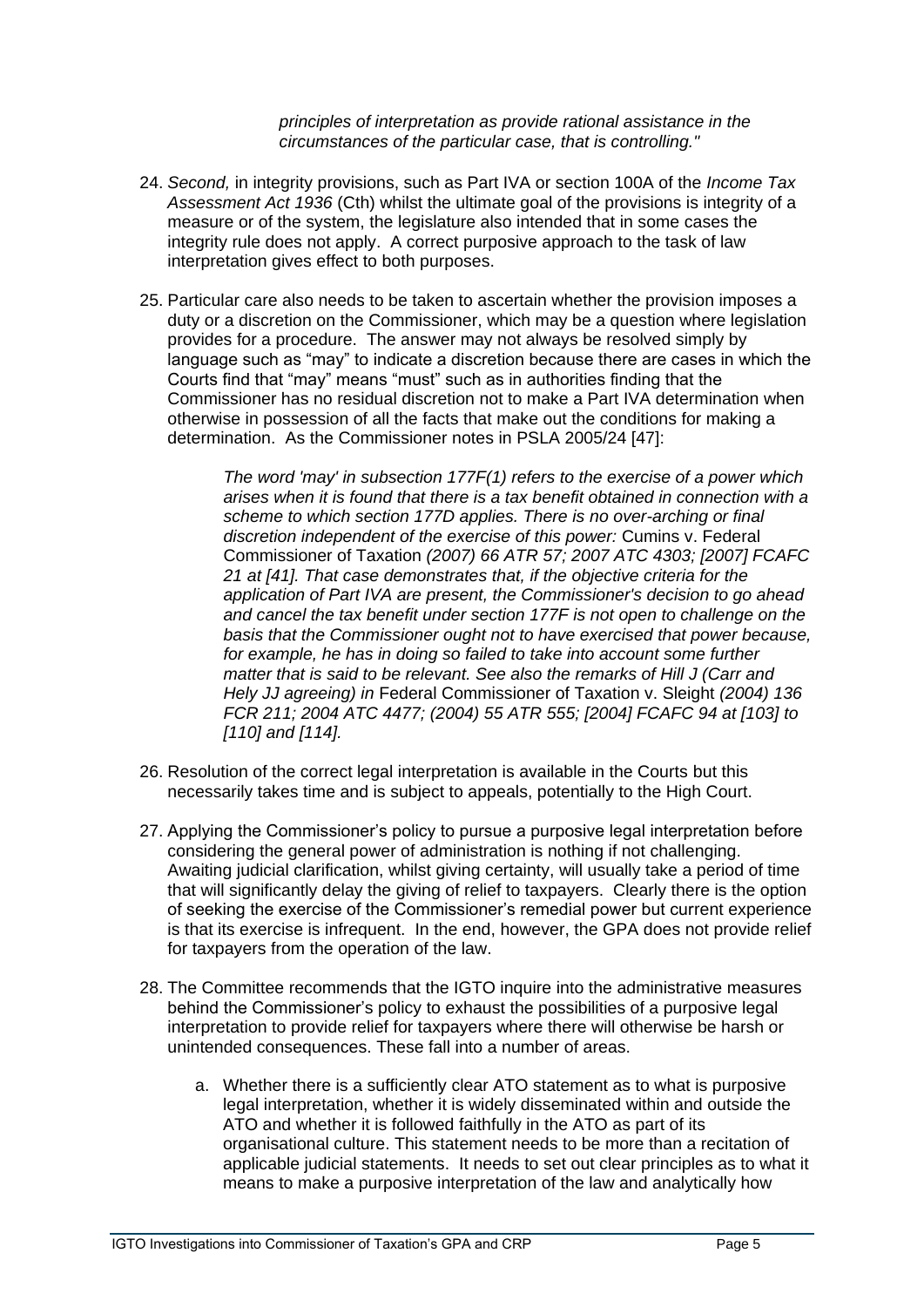> *principles of interpretation as provide rational assistance in the circumstances of the particular case, that is controlling."*

24. *Second,* in integrity provisions, such as Part IVA or section 100A of the *Income Tax Assessment Act 1936* (Cth) whilst the ultimate goal of the provisions is integrity of a measure or of the system, the legislature also intended that in some cases the integrity rule does not apply. A correct purposive approach to the task of law interpretation gives effect to both purposes.

25. Particular care also needs to be taken to ascertain whether the provision imposes a duty or a discretion on the Commissioner, which may be a question where legislation provides for a procedure. The answer may not always be resolved simply by language such as "may" to indicate a discretion because there are cases in which the Courts find that "may" means "must" such as in authorities finding that the Commissioner has no residual discretion not to make a Part IVA determination when otherwise in possession of all the facts that make out the conditions for making a determination. As the Commissioner notes in PSLA 2005/24 [47]:

    > *The word 'may' in subsection 177F(1) refers to the exercise of a power which arises when it is found that there is a tax benefit obtained in connection with a scheme to which section 177D applies. There is no over-arching or final discretion independent of the exercise of this power:* Cumins v. Federal Commissioner of Taxation *(2007) 66 ATR 57; 2007 ATC 4303; [2007] FCAFC 21 at [41]. That case demonstrates that, if the objective criteria for the application of Part IVA are present, the Commissioner's decision to go ahead and cancel the tax benefit under section 177F is not open to challenge on the basis that the Commissioner ought not to have exercised that power because, for example, he has in doing so failed to take into account some further matter that is said to be relevant. See also the remarks of Hill J (Carr and Hely JJ agreeing) in* Federal Commissioner of Taxation v. Sleight *(2004) 136 FCR 211; 2004 ATC 4477; (2004) 55 ATR 555; [2004] FCAFC 94 at [103] to [110] and [114].*

26. Resolution of the correct legal interpretation is available in the Courts but this necessarily takes time and is subject to appeals, potentially to the High Court.

27. Applying the Commissioner's policy to pursue a purposive legal interpretation before considering the general power of administration is nothing if not challenging. Awaiting judicial clarification, whilst giving certainty, will usually take a period of time that will significantly delay the giving of relief to taxpayers. Clearly there is the option of seeking the exercise of the Commissioner's remedial power but current experience is that its exercise is infrequent. In the end, however, the GPA does not provide relief for taxpayers from the operation of the law.

28. The Committee recommends that the IGTO inquire into the administrative measures behind the Commissioner's policy to exhaust the possibilities of a purposive legal interpretation to provide relief for taxpayers where there will otherwise be harsh or unintended consequences. These fall into a number of areas.

    a. Whether there is a sufficiently clear ATO statement as to what is purposive legal interpretation, whether it is widely disseminated within and outside the ATO and whether it is followed faithfully in the ATO as part of its organisational culture. This statement needs to be more than a recitation of applicable judicial statements. It needs to set out clear principles as to what it means to make a purposive interpretation of the law and analytically how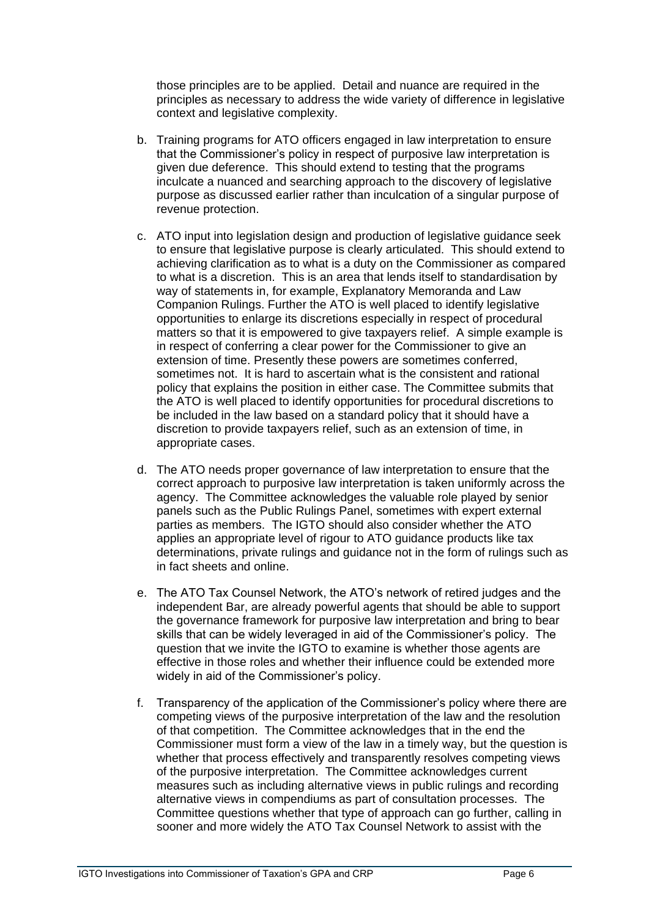those principles are to be applied. Detail and nuance are required in the principles as necessary to address the wide variety of difference in legislative context and legislative complexity.

b. Training programs for ATO officers engaged in law interpretation to ensure that the Commissioner's policy in respect of purposive law interpretation is given due deference. This should extend to testing that the programs inculcate a nuanced and searching approach to the discovery of legislative purpose as discussed earlier rather than inculcation of a singular purpose of revenue protection.

c. ATO input into legislation design and production of legislative guidance seek to ensure that legislative purpose is clearly articulated. This should extend to achieving clarification as to what is a duty on the Commissioner as compared to what is a discretion. This is an area that lends itself to standardisation by way of statements in, for example, Explanatory Memoranda and Law Companion Rulings. Further the ATO is well placed to identify legislative opportunities to enlarge its discretions especially in respect of procedural matters so that it is empowered to give taxpayers relief. A simple example is in respect of conferring a clear power for the Commissioner to give an extension of time. Presently these powers are sometimes conferred, sometimes not. It is hard to ascertain what is the consistent and rational policy that explains the position in either case. The Committee submits that the ATO is well placed to identify opportunities for procedural discretions to be included in the law based on a standard policy that it should have a discretion to provide taxpayers relief, such as an extension of time, in appropriate cases.

d. The ATO needs proper governance of law interpretation to ensure that the correct approach to purposive law interpretation is taken uniformly across the agency. The Committee acknowledges the valuable role played by senior panels such as the Public Rulings Panel, sometimes with expert external parties as members. The IGTO should also consider whether the ATO applies an appropriate level of rigour to ATO guidance products like tax determinations, private rulings and guidance not in the form of rulings such as in fact sheets and online.

e. The ATO Tax Counsel Network, the ATO's network of retired judges and the independent Bar, are already powerful agents that should be able to support the governance framework for purposive law interpretation and bring to bear skills that can be widely leveraged in aid of the Commissioner's policy. The question that we invite the IGTO to examine is whether those agents are effective in those roles and whether their influence could be extended more widely in aid of the Commissioner's policy.

f. Transparency of the application of the Commissioner's policy where there are competing views of the purposive interpretation of the law and the resolution of that competition. The Committee acknowledges that in the end the Commissioner must form a view of the law in a timely way, but the question is whether that process effectively and transparently resolves competing views of the purposive interpretation. The Committee acknowledges current measures such as including alternative views in public rulings and recording alternative views in compendiums as part of consultation processes. The Committee questions whether that type of approach can go further, calling in sooner and more widely the ATO Tax Counsel Network to assist with the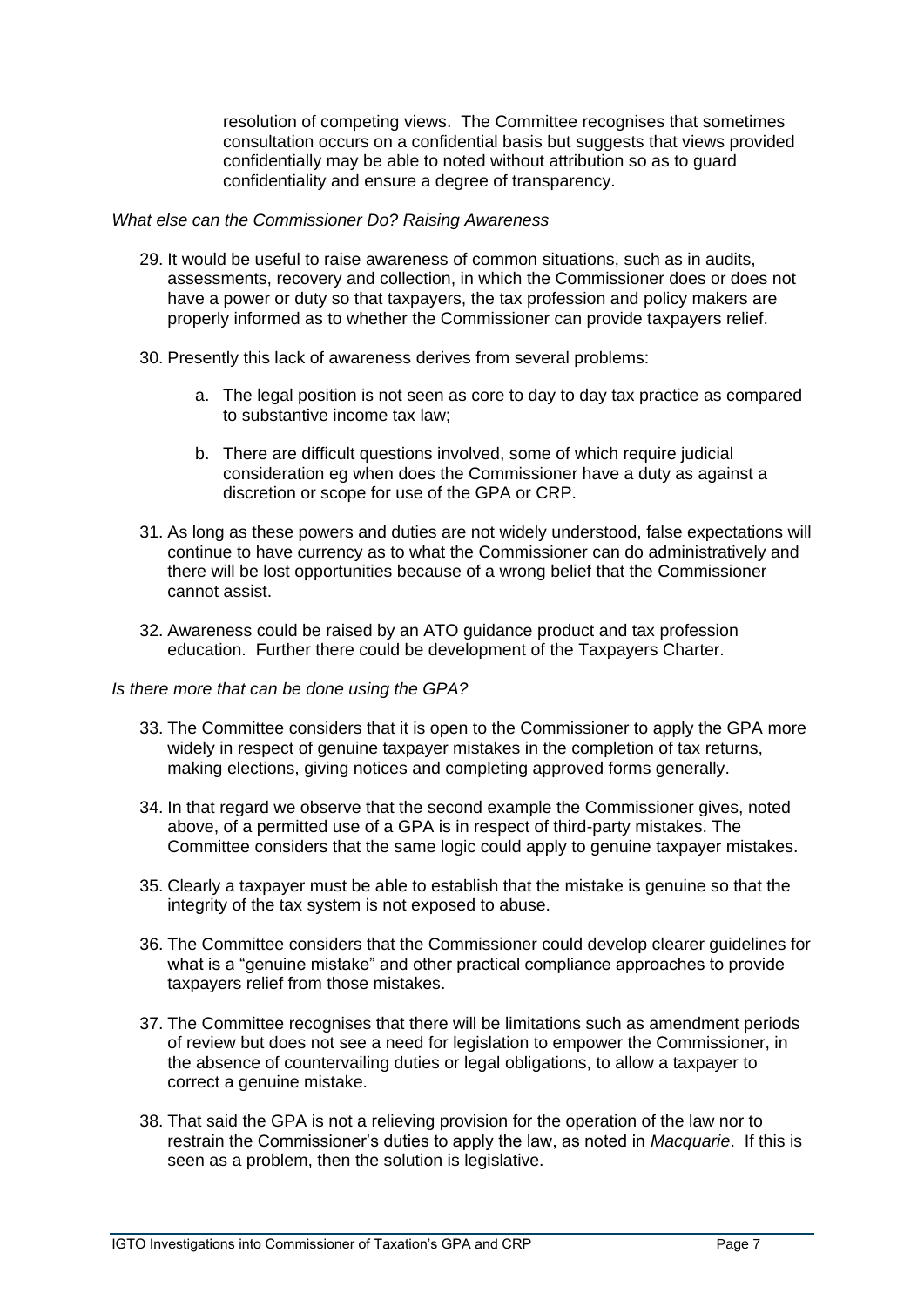resolution of competing views. The Committee recognises that sometimes consultation occurs on a confidential basis but suggests that views provided confidentially may be able to noted without attribution so as to guard confidentiality and ensure a degree of transparency.

*What else can the Commissioner Do? Raising Awareness*

29. It would be useful to raise awareness of common situations, such as in audits, assessments, recovery and collection, in which the Commissioner does or does not have a power or duty so that taxpayers, the tax profession and policy makers are properly informed as to whether the Commissioner can provide taxpayers relief.

30. Presently this lack of awareness derives from several problems:

    a. The legal position is not seen as core to day to day tax practice as compared to substantive income tax law;

    b. There are difficult questions involved, some of which require judicial consideration eg when does the Commissioner have a duty as against a discretion or scope for use of the GPA or CRP.

31. As long as these powers and duties are not widely understood, false expectations will continue to have currency as to what the Commissioner can do administratively and there will be lost opportunities because of a wrong belief that the Commissioner cannot assist.

32. Awareness could be raised by an ATO guidance product and tax profession education. Further there could be development of the Taxpayers Charter.

*Is there more that can be done using the GPA?*

33. The Committee considers that it is open to the Commissioner to apply the GPA more widely in respect of genuine taxpayer mistakes in the completion of tax returns, making elections, giving notices and completing approved forms generally.

34. In that regard we observe that the second example the Commissioner gives, noted above, of a permitted use of a GPA is in respect of third-party mistakes. The Committee considers that the same logic could apply to genuine taxpayer mistakes.

35. Clearly a taxpayer must be able to establish that the mistake is genuine so that the integrity of the tax system is not exposed to abuse.

36. The Committee considers that the Commissioner could develop clearer guidelines for what is a "genuine mistake" and other practical compliance approaches to provide taxpayers relief from those mistakes.

37. The Committee recognises that there will be limitations such as amendment periods of review but does not see a need for legislation to empower the Commissioner, in the absence of countervailing duties or legal obligations, to allow a taxpayer to correct a genuine mistake.

38. That said the GPA is not a relieving provision for the operation of the law nor to restrain the Commissioner's duties to apply the law, as noted in *Macquarie*. If this is seen as a problem, then the solution is legislative.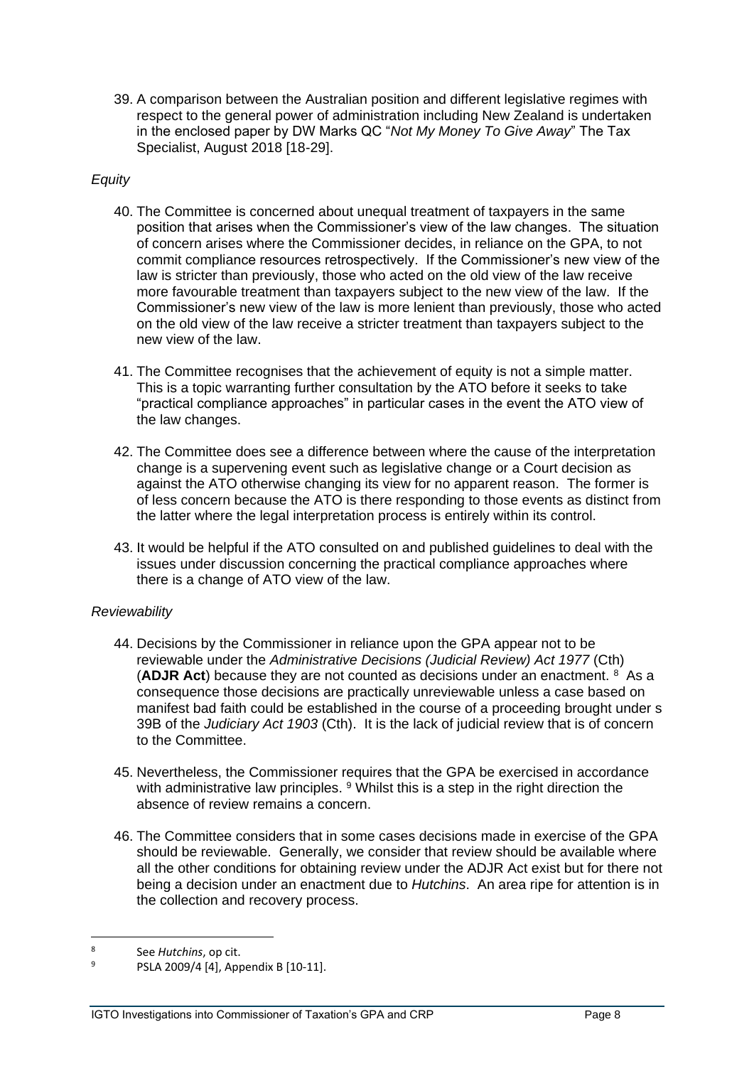39. A comparison between the Australian position and different legislative regimes with respect to the general power of administration including New Zealand is undertaken in the enclosed paper by DW Marks QC "*Not My Money To Give Away*" The Tax Specialist, August 2018 [18-29].

*Equity*

40. The Committee is concerned about unequal treatment of taxpayers in the same position that arises when the Commissioner's view of the law changes. The situation of concern arises where the Commissioner decides, in reliance on the GPA, to not commit compliance resources retrospectively. If the Commissioner's new view of the law is stricter than previously, those who acted on the old view of the law receive more favourable treatment than taxpayers subject to the new view of the law. If the Commissioner's new view of the law is more lenient than previously, those who acted on the old view of the law receive a stricter treatment than taxpayers subject to the new view of the law.

41. The Committee recognises that the achievement of equity is not a simple matter. This is a topic warranting further consultation by the ATO before it seeks to take "practical compliance approaches" in particular cases in the event the ATO view of the law changes.

42. The Committee does see a difference between where the cause of the interpretation change is a supervening event such as legislative change or a Court decision as against the ATO otherwise changing its view for no apparent reason. The former is of less concern because the ATO is there responding to those events as distinct from the latter where the legal interpretation process is entirely within its control.

43. It would be helpful if the ATO consulted on and published guidelines to deal with the issues under discussion concerning the practical compliance approaches where there is a change of ATO view of the law.

*Reviewability*

44. Decisions by the Commissioner in reliance upon the GPA appear not to be reviewable under the *Administrative Decisions (Judicial Review) Act 1977* (Cth) (**ADJR Act**) because they are not counted as decisions under an enactment. [8] As a consequence those decisions are practically unreviewable unless a case based on manifest bad faith could be established in the course of a proceeding brought under s 39B of the *Judiciary Act 1903* (Cth). It is the lack of judicial review that is of concern to the Committee.

45. Nevertheless, the Commissioner requires that the GPA be exercised in accordance with administrative law principles. [9] Whilst this is a step in the right direction the absence of review remains a concern.

46. The Committee considers that in some cases decisions made in exercise of the GPA should be reviewable. Generally, we consider that review should be available where all the other conditions for obtaining review under the ADJR Act exist but for there not being a decision under an enactment due to *Hutchins*. An area ripe for attention is in the collection and recovery process.

---

[8] See *Hutchins*, op cit.

[9] PSLA 2009/4 [4], Appendix B [10-11].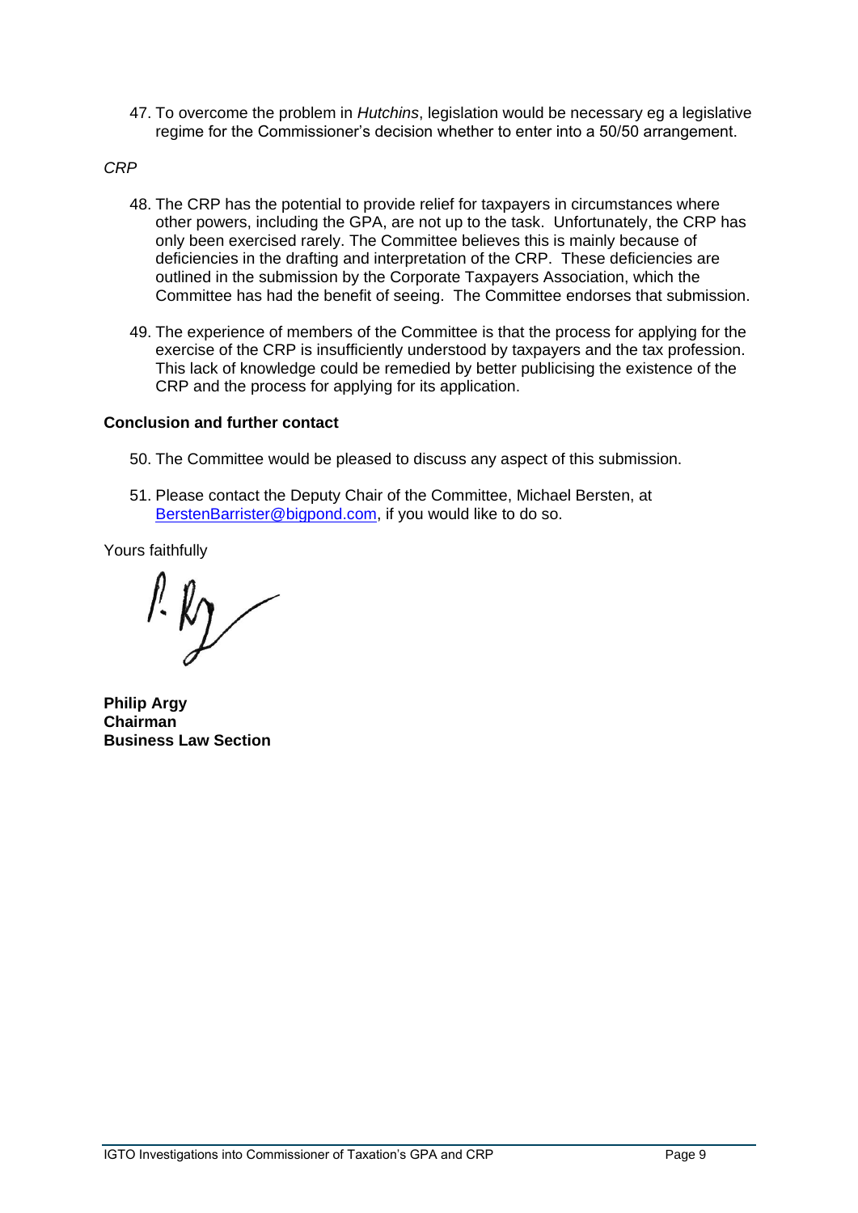47. To overcome the problem in *Hutchins*, legislation would be necessary eg a legislative regime for the Commissioner's decision whether to enter into a 50/50 arrangement.

*CRP*

48. The CRP has the potential to provide relief for taxpayers in circumstances where other powers, including the GPA, are not up to the task. Unfortunately, the CRP has only been exercised rarely. The Committee believes this is mainly because of deficiencies in the drafting and interpretation of the CRP. These deficiencies are outlined in the submission by the Corporate Taxpayers Association, which the Committee has had the benefit of seeing. The Committee endorses that submission.

49. The experience of members of the Committee is that the process for applying for the exercise of the CRP is insufficiently understood by taxpayers and the tax profession. This lack of knowledge could be remedied by better publicising the existence of the CRP and the process for applying for its application.

**Conclusion and further contact**

50. The Committee would be pleased to discuss any aspect of this submission.

51. Please contact the Deputy Chair of the Committee, Michael Bersten, at BerstenBarrister@bigpond.com, if you would like to do so.

Yours faithfully

**Philip Argy**
**Chairman**
**Business Law Section**